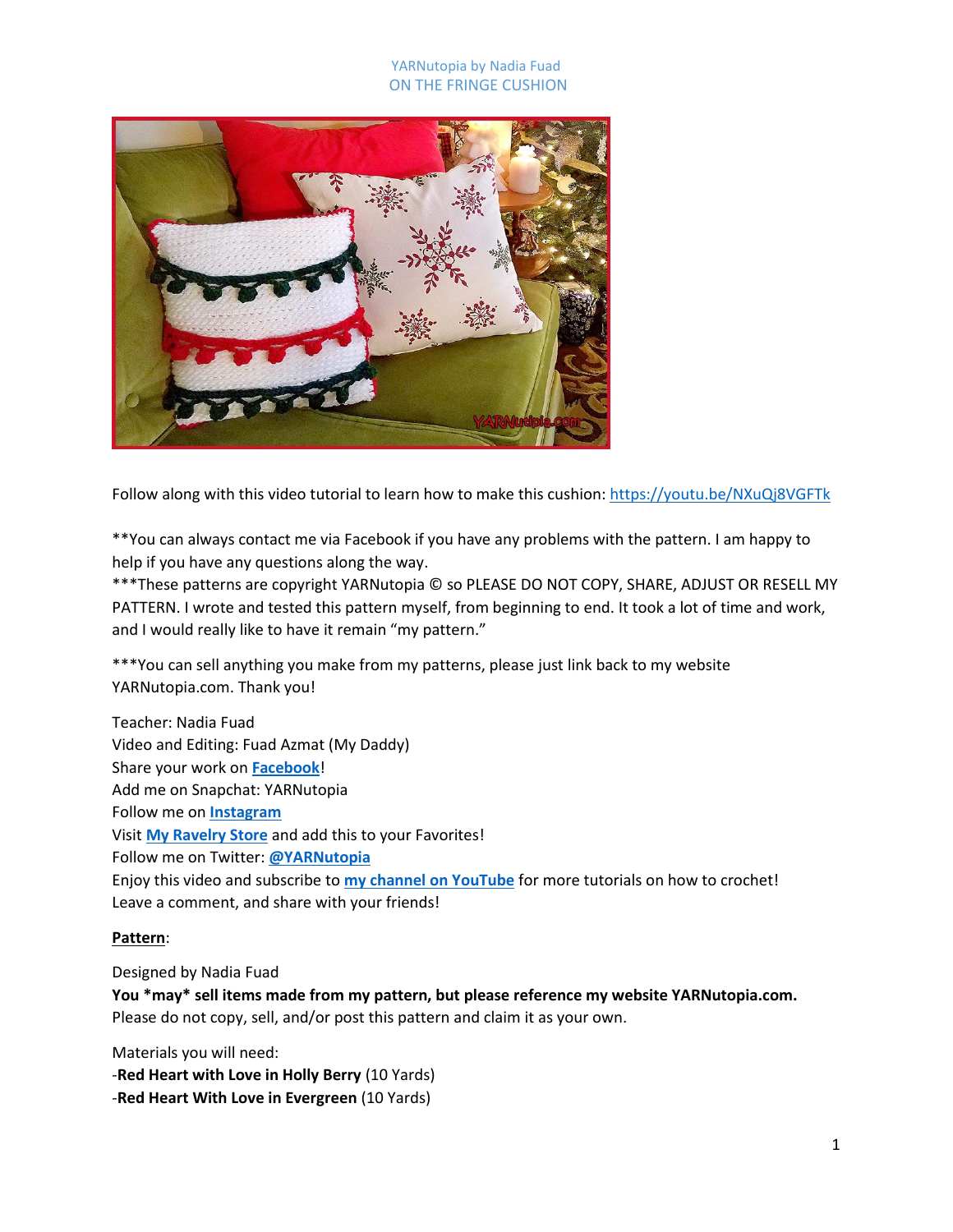YARNutopia by Nadia Fuad
ON THE FRINGE CUSHION

Follow along with this video tutorial to learn how to make this cushion: https://youtu.be/NXuQj8VGFTk

**You can always contact me via Facebook if you have any problems with the pattern. I am happy to help if you have any questions along the way.
***These patterns are copyright YARNutopia © so PLEASE DO NOT COPY, SHARE, ADJUST OR RESELL MY PATTERN. I wrote and tested this pattern myself, from beginning to end. It took a lot of time and work, and I would really like to have it remain "my pattern."

***You can sell anything you make from my patterns, please just link back to my website YARNutopia.com. Thank you!

Teacher: Nadia Fuad
Video and Editing: Fuad Azmat (My Daddy)
Share your work on **Facebook**!
Add me on Snapchat: YARNutopia
Follow me on **Instagram**
Visit **My Ravelry Store** and add this to your Favorites!
Follow me on Twitter: **@YARNutopia**
Enjoy this video and subscribe to **my channel on YouTube** for more tutorials on how to crochet!
Leave a comment, and share with your friends!

**Pattern**:

Designed by Nadia Fuad
**You *may* sell items made from my pattern, but please reference my website YARNutopia.com.**
Please do not copy, sell, and/or post this pattern and claim it as your own.

Materials you will need:
-**Red Heart with Love in Holly Berry** (10 Yards)
-**Red Heart With Love in Evergreen** (10 Yards)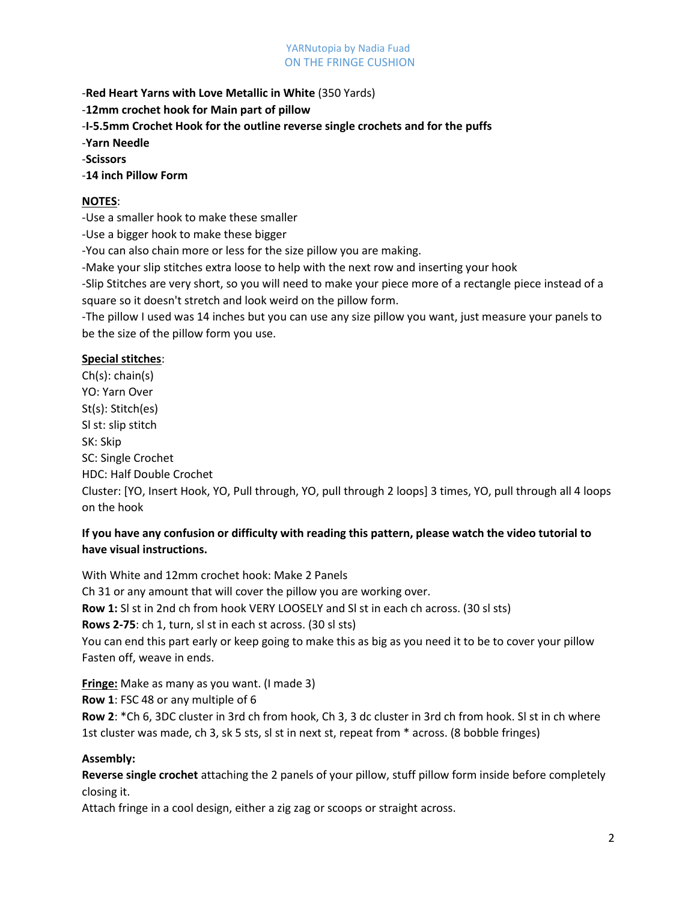-**Red Heart Yarns with Love Metallic in White** (350 Yards)

-**12mm crochet hook for Main part of pillow**

-**I-5.5mm Crochet Hook for the outline reverse single crochets and for the puffs**

-**Yarn Needle**

-**Scissors**

-**14 inch Pillow Form**

**NOTES**:

-Use a smaller hook to make these smaller

-Use a bigger hook to make these bigger

-You can also chain more or less for the size pillow you are making.

-Make your slip stitches extra loose to help with the next row and inserting your hook

-Slip Stitches are very short, so you will need to make your piece more of a rectangle piece instead of a square so it doesn't stretch and look weird on the pillow form.

-The pillow I used was 14 inches but you can use any size pillow you want, just measure your panels to be the size of the pillow form you use.

**Special stitches**:

Ch(s): chain(s)

YO: Yarn Over

St(s): Stitch(es)

Sl st: slip stitch

SK: Skip

SC: Single Crochet

HDC: Half Double Crochet

Cluster: [YO, Insert Hook, YO, Pull through, YO, pull through 2 loops] 3 times, YO, pull through all 4 loops on the hook

**If you have any confusion or difficulty with reading this pattern, please watch the video tutorial to have visual instructions.**

With White and 12mm crochet hook: Make 2 Panels

Ch 31 or any amount that will cover the pillow you are working over.

**Row 1:** Sl st in 2nd ch from hook VERY LOOSELY and Sl st in each ch across. (30 sl sts)

**Rows 2-75**: ch 1, turn, sl st in each st across. (30 sl sts)

You can end this part early or keep going to make this as big as you need it to be to cover your pillow

Fasten off, weave in ends.

**Fringe:** Make as many as you want. (I made 3)

**Row 1**: FSC 48 or any multiple of 6

**Row 2**: *Ch 6, 3DC cluster in 3rd ch from hook, Ch 3, 3 dc cluster in 3rd ch from hook. Sl st in ch where 1st cluster was made, ch 3, sk 5 sts, sl st in next st, repeat from * across. (8 bobble fringes)

**Assembly:**

**Reverse single crochet** attaching the 2 panels of your pillow, stuff pillow form inside before completely closing it.

Attach fringe in a cool design, either a zig zag or scoops or straight across.